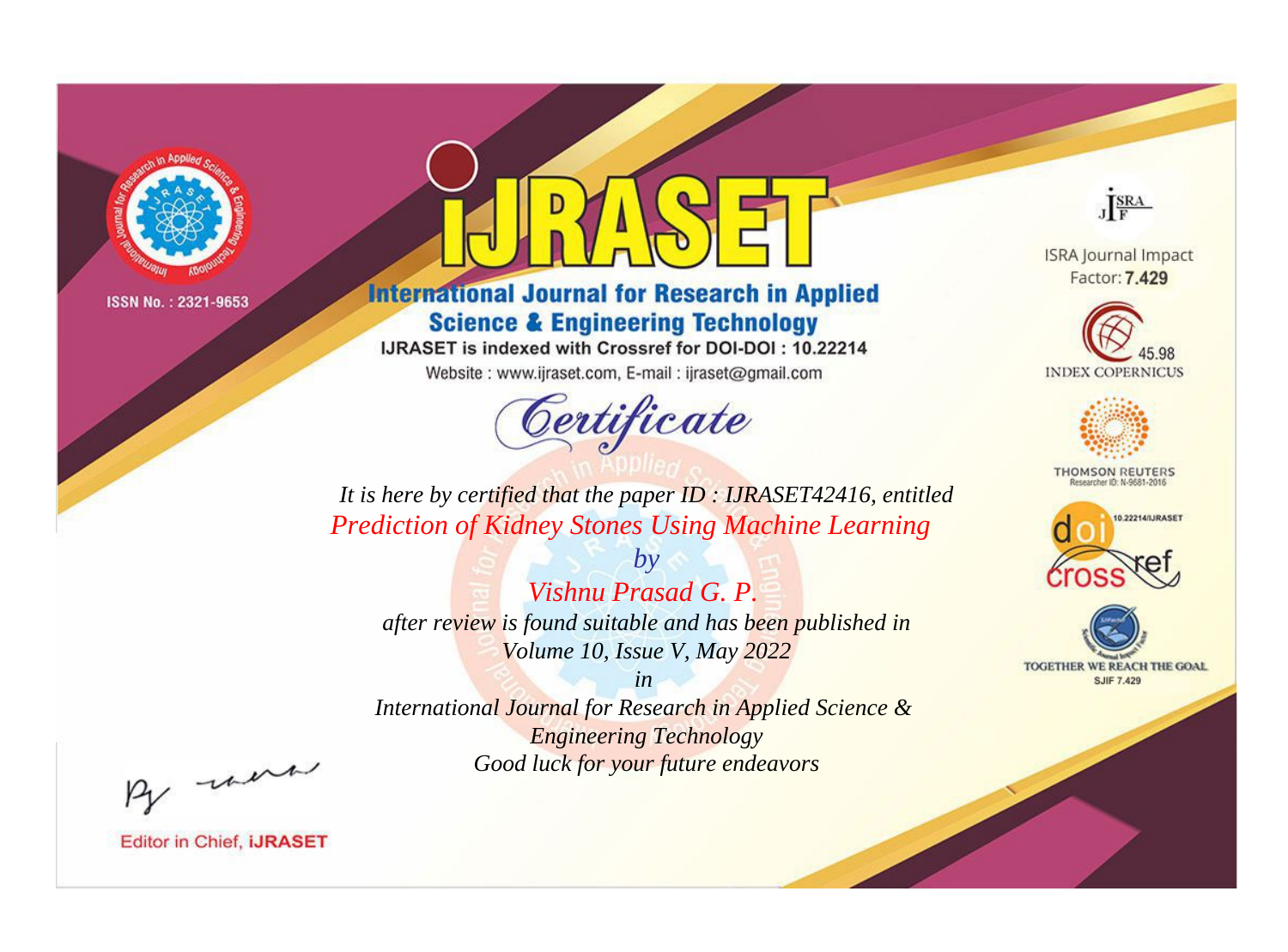ISSN No. : 2321-9653

# iJRASET

## International Journal for Research in Applied Science & Engineering Technology

IJRASET is indexed with Crossref for DOI-DOI : 10.22214

Website : www.ijraset.com, E-mail : ijraset@gmail.com

ISRA Journal Impact Factor: **7.429**

45.98 INDEX COPERNICUS

THOMSON REUTERS Researcher ID: N-9681-2016

10.22214/IJRASET

TOGETHER WE REACH THE GOAL SJIF 7.429

*Certificate*

*It is here by certified that the paper ID : IJRASET42416, entitled*

*Prediction of Kidney Stones Using Machine Learning*

*by*

*Vishnu Prasad G. P.*

*after review is found suitable and has been published in*

*Volume 10, Issue V, May 2022*

*in*

*International Journal for Research in Applied Science & Engineering Technology*

*Good luck for your future endeavors*

Editor in Chief, **iJRASET**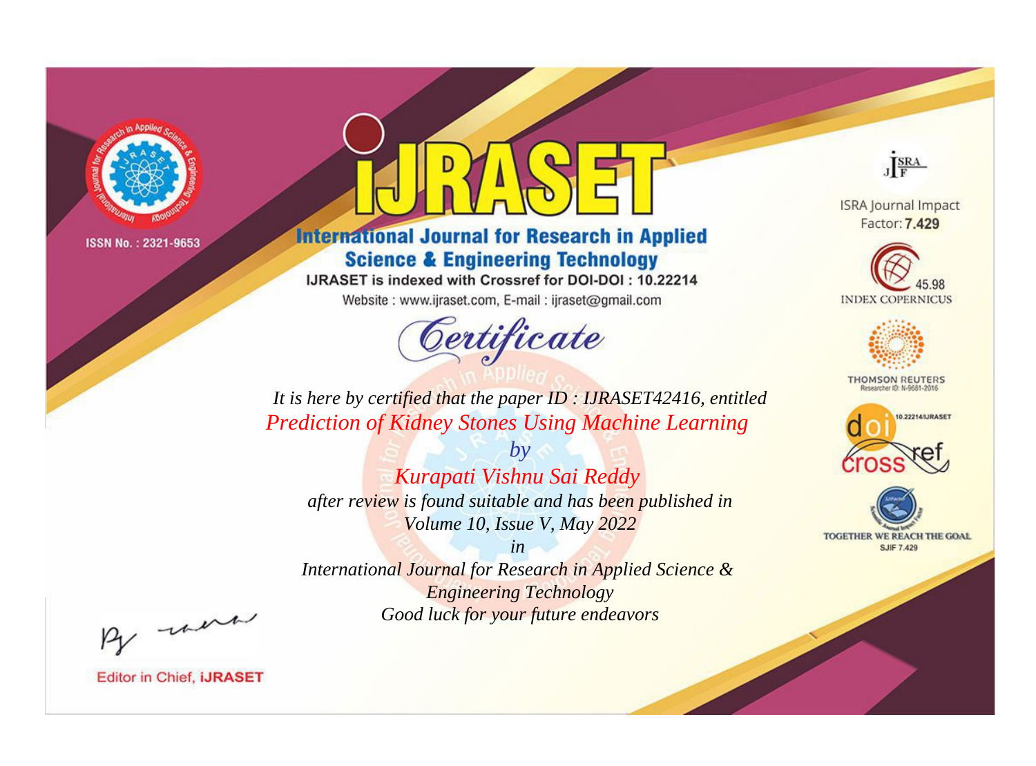ISSN No. : 2321-9653

# iJRASET

## International Journal for Research in Applied Science & Engineering Technology

IJRASET is indexed with Crossref for DOI-DOI : 10.22214

Website : www.ijraset.com, E-mail : ijraset@gmail.com

ISRA Journal Impact Factor: **7.429**

45.98 INDEX COPERNICUS

THOMSON REUTERS Researcher ID: N-9681-2016

10.22214/IJRASET

TOGETHER WE REACH THE GOAL SJIF 7.429

# *Certificate*

*It is here by certified that the paper ID : IJRASET42416, entitled*

*Prediction of Kidney Stones Using Machine Learning*

*by*

*Kurapati Vishnu Sai Reddy*

*after review is found suitable and has been published in*

*Volume 10, Issue V, May 2022*

*in*

*International Journal for Research in Applied Science & Engineering Technology*

*Good luck for your future endeavors*

Editor in Chief, **iJRASET**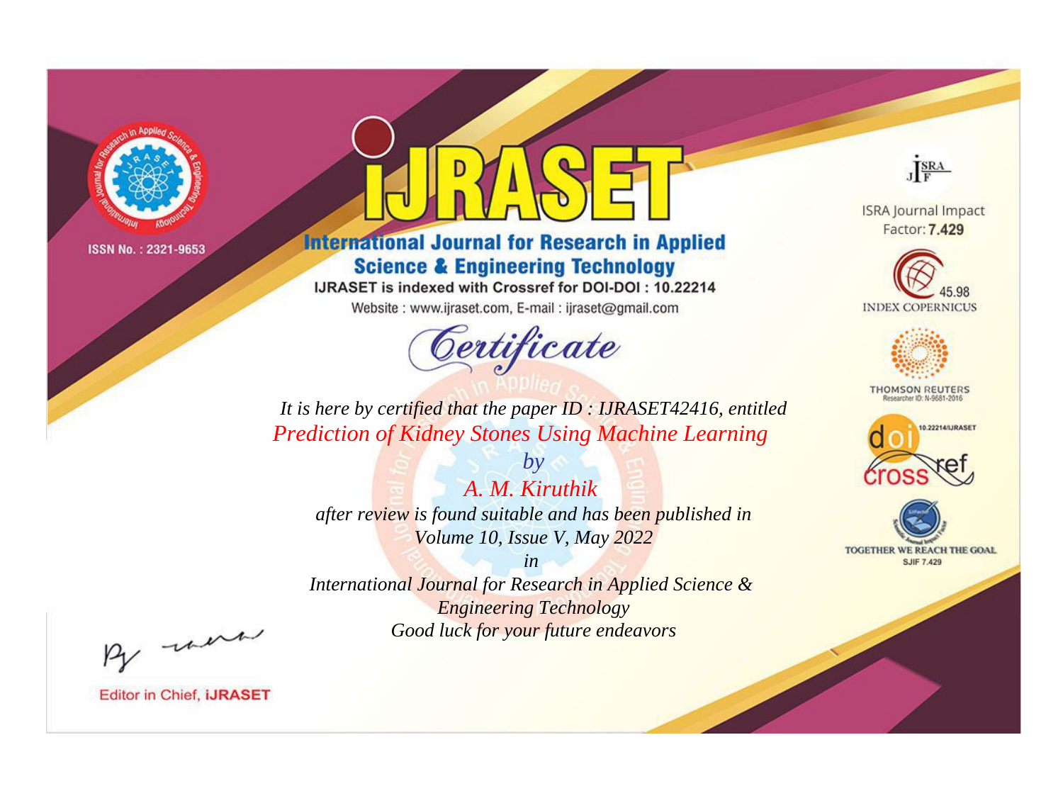ISSN No. : 2321-9653

# IJRASET

## International Journal for Research in Applied Science & Engineering Technology

IJRASET is indexed with Crossref for DOI-DOI : 10.22214

Website : www.ijraset.com, E-mail : ijraset@gmail.com

# Certificate

*It is here by certified that the paper ID : IJRASET42416, entitled*

*Prediction of Kidney Stones Using Machine Learning*

*by*

*A. M. Kiruthik*

*after review is found suitable and has been published in*

*Volume 10, Issue V, May 2022*

*in*

*International Journal for Research in Applied Science & Engineering Technology*

*Good luck for your future endeavors*

ISRA Journal Impact Factor: **7.429**

45.98 INDEX COPERNICUS

THOMSON REUTERS Researcher ID: N-9681-2016

10.22214/IJRASET

TOGETHER WE REACH THE GOAL SJIF 7.429

Editor in Chief, **iJRASET**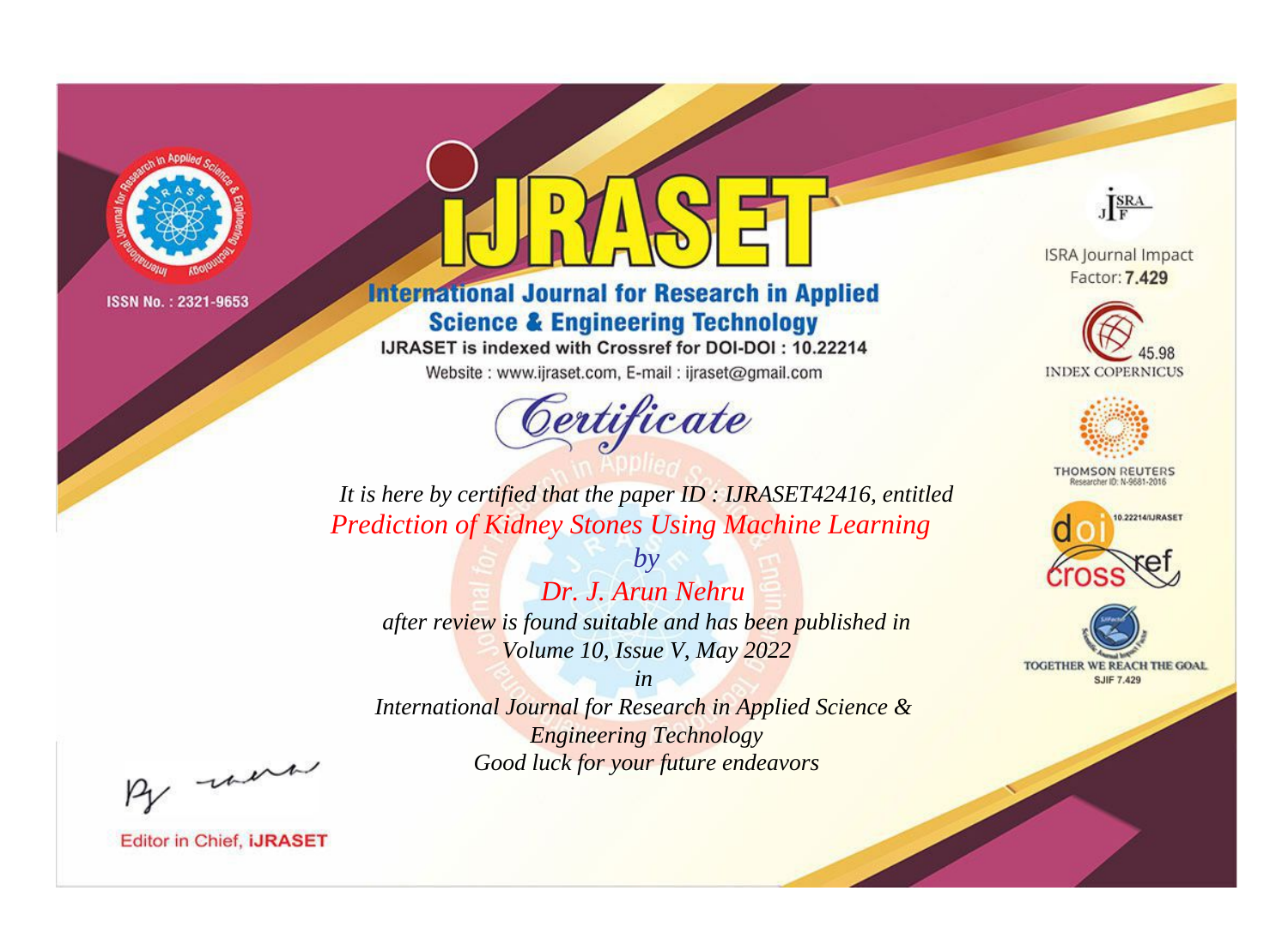ISSN No. : 2321-9653

# iJRASET

## International Journal for Research in Applied Science & Engineering Technology

IJRASET is indexed with Crossref for DOI-DOI : 10.22214

Website : www.ijraset.com, E-mail : ijraset@gmail.com

ISRA Journal Impact Factor: **7.429**

45.98 INDEX COPERNICUS

THOMSON REUTERS Researcher ID: N-9681-2016

10.22214/IJRASET

TOGETHER WE REACH THE GOAL SJIF 7.429

*Certificate*

*It is here by certified that the paper ID : IJRASET42416, entitled*

*Prediction of Kidney Stones Using Machine Learning*

*by*

*Dr. J. Arun Nehru*

*after review is found suitable and has been published in*

*Volume 10, Issue V, May 2022*

*in*

*International Journal for Research in Applied Science & Engineering Technology*

*Good luck for your future endeavors*

Editor in Chief, **iJRASET**